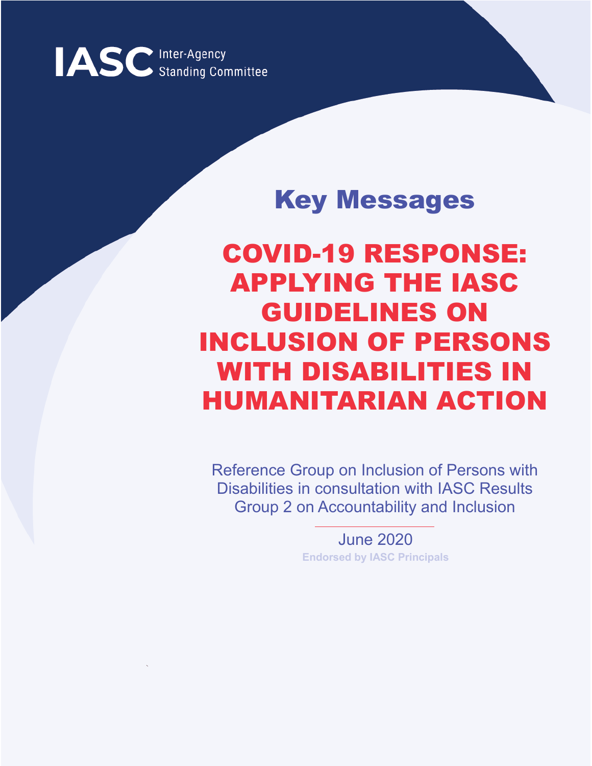IASC Inter-Agency Standing Committee

# Key Messages

# COVID-19 RESPONSE: APPLYING THE IASC GUIDELINES ON INCLUSION OF PERSONS WITH DISABILITIES IN HUMANITARIAN ACTION

Reference Group on Inclusion of Persons with Disabilities in consultation with IASC Results Group 2 on Accountability and Inclusion

June 2020

**Endorsed by IASC Principals**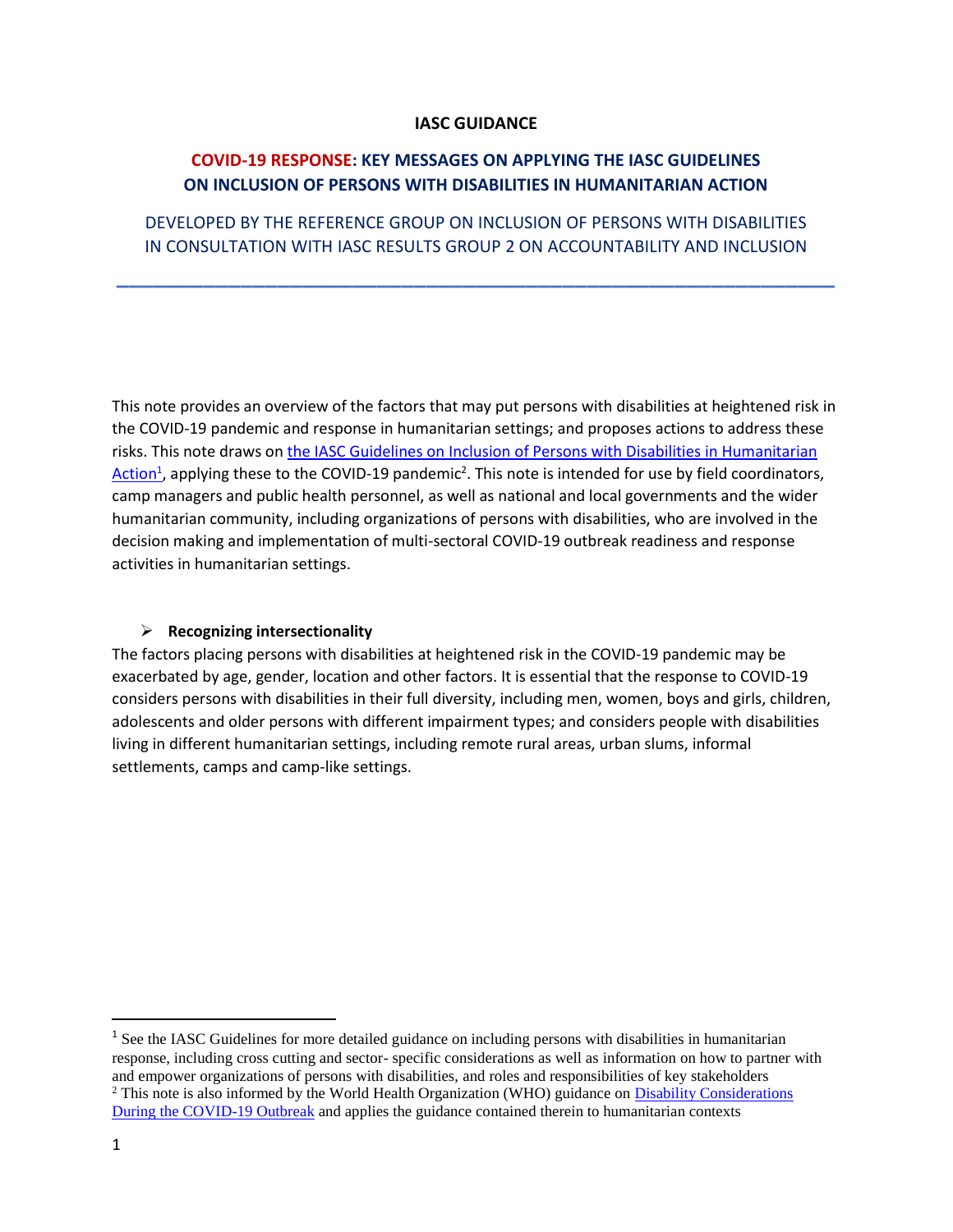**IASC GUIDANCE**

# COVID-19 RESPONSE: KEY MESSAGES ON APPLYING THE IASC GUIDELINES ON INCLUSION OF PERSONS WITH DISABILITIES IN HUMANITARIAN ACTION

## DEVELOPED BY THE REFERENCE GROUP ON INCLUSION OF PERSONS WITH DISABILITIES IN CONSULTATION WITH IASC RESULTS GROUP 2 ON ACCOUNTABILITY AND INCLUSION

---

This note provides an overview of the factors that may put persons with disabilities at heightened risk in the COVID-19 pandemic and response in humanitarian settings; and proposes actions to address these risks. This note draws on [the IASC Guidelines on Inclusion of Persons with Disabilities in Humanitarian Action][1], applying these to the COVID-19 pandemic[2]. This note is intended for use by field coordinators, camp managers and public health personnel, as well as national and local governments and the wider humanitarian community, including organizations of persons with disabilities, who are involved in the decision making and implementation of multi-sectoral COVID-19 outbreak readiness and response activities in humanitarian settings.

- **Recognizing intersectionality**

The factors placing persons with disabilities at heightened risk in the COVID-19 pandemic may be exacerbated by age, gender, location and other factors. It is essential that the response to COVID-19 considers persons with disabilities in their full diversity, including men, women, boys and girls, children, adolescents and older persons with different impairment types; and considers people with disabilities living in different humanitarian settings, including remote rural areas, urban slums, informal settlements, camps and camp-like settings.

---

[1] See the IASC Guidelines for more detailed guidance on including persons with disabilities in humanitarian response, including cross cutting and sector- specific considerations as well as information on how to partner with and empower organizations of persons with disabilities, and roles and responsibilities of key stakeholders

[2] This note is also informed by the World Health Organization (WHO) guidance on Disability Considerations During the COVID-19 Outbreak and applies the guidance contained therein to humanitarian contexts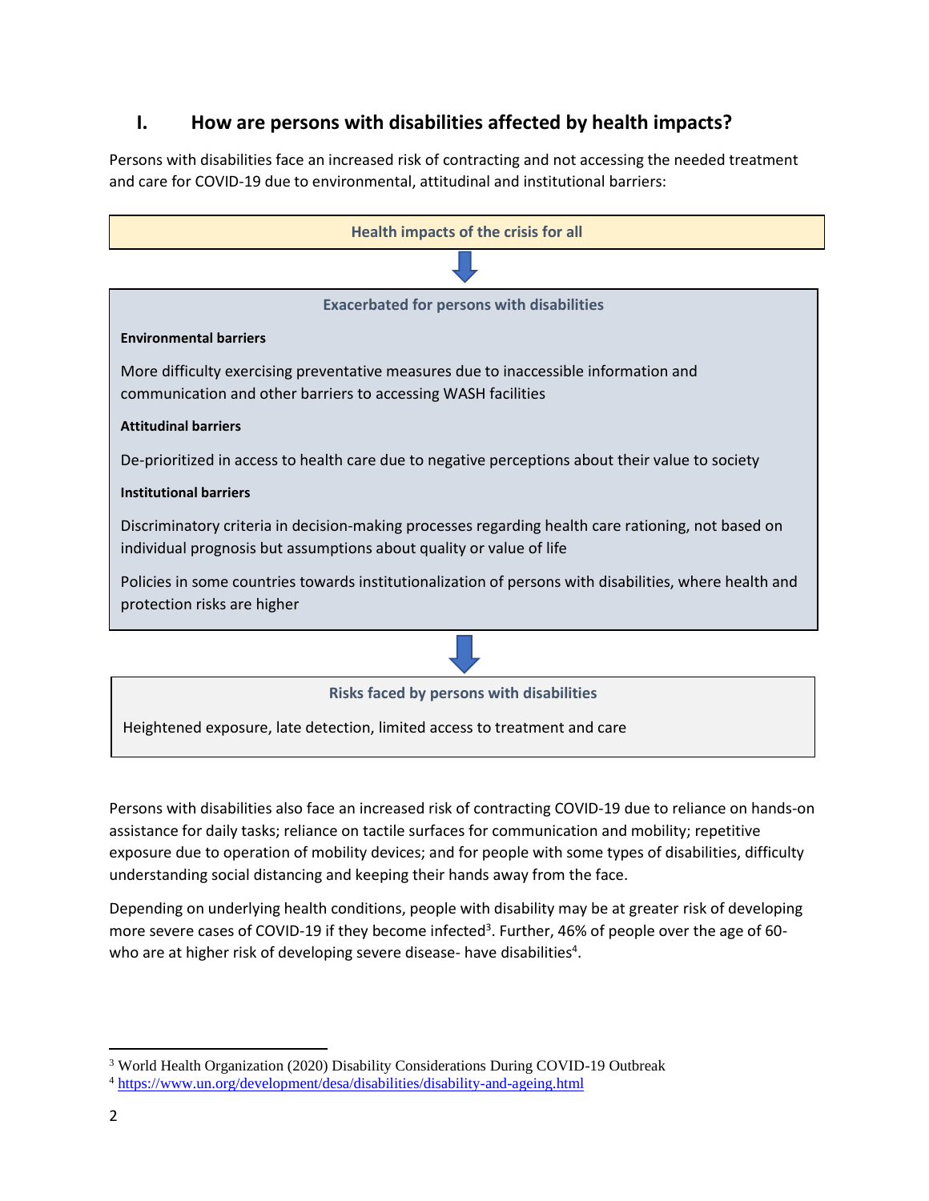## I. How are persons with disabilities affected by health impacts?

Persons with disabilities face an increased risk of contracting and not accessing the needed treatment and care for COVID-19 due to environmental, attitudinal and institutional barriers:

**Health impacts of the crisis for all**

↓

**Exacerbated for persons with disabilities**

**Environmental barriers**

More difficulty exercising preventative measures due to inaccessible information and communication and other barriers to accessing WASH facilities

**Attitudinal barriers**

De-prioritized in access to health care due to negative perceptions about their value to society

**Institutional barriers**

Discriminatory criteria in decision-making processes regarding health care rationing, not based on individual prognosis but assumptions about quality or value of life

Policies in some countries towards institutionalization of persons with disabilities, where health and protection risks are higher

↓

**Risks faced by persons with disabilities**

Heightened exposure, late detection, limited access to treatment and care

Persons with disabilities also face an increased risk of contracting COVID-19 due to reliance on hands-on assistance for daily tasks; reliance on tactile surfaces for communication and mobility; repetitive exposure due to operation of mobility devices; and for people with some types of disabilities, difficulty understanding social distancing and keeping their hands away from the face.

Depending on underlying health conditions, people with disability may be at greater risk of developing more severe cases of COVID-19 if they become infected[3]. Further, 46% of people over the age of 60- who are at higher risk of developing severe disease- have disabilities[4].

---

[3] World Health Organization (2020) Disability Considerations During COVID-19 Outbreak

[4] https://www.un.org/development/desa/disabilities/disability-and-ageing.html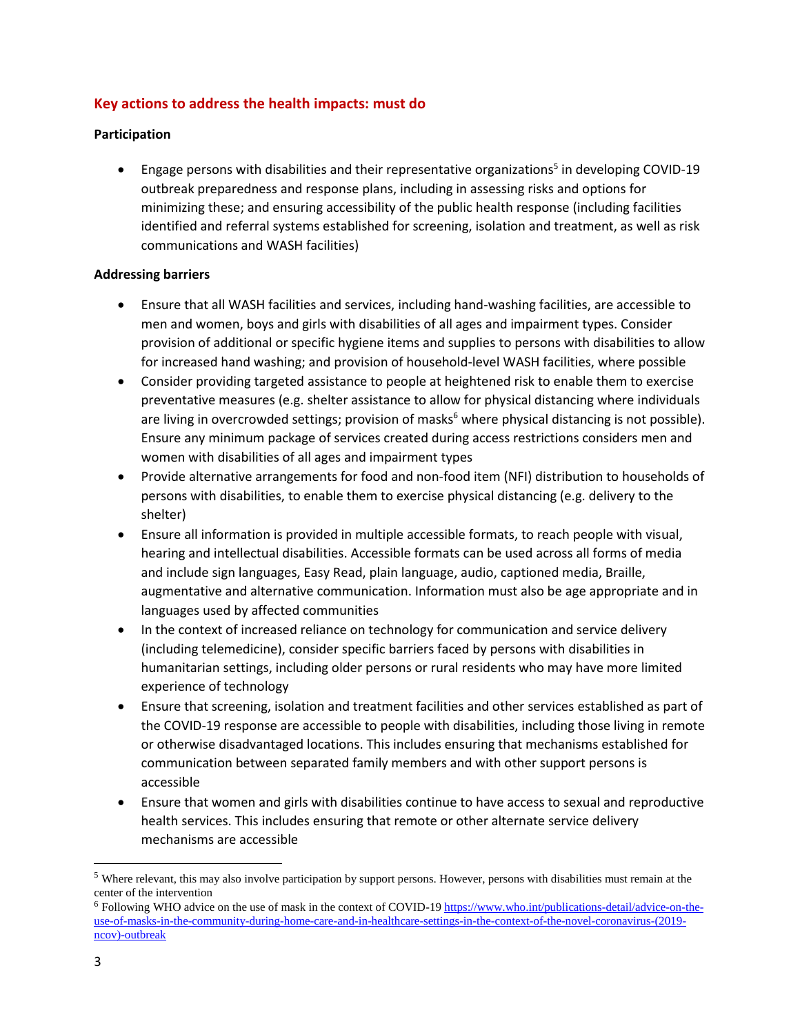## Key actions to address the health impacts: must do

### Participation

- Engage persons with disabilities and their representative organizations[5] in developing COVID-19 outbreak preparedness and response plans, including in assessing risks and options for minimizing these; and ensuring accessibility of the public health response (including facilities identified and referral systems established for screening, isolation and treatment, as well as risk communications and WASH facilities)

### Addressing barriers

- Ensure that all WASH facilities and services, including hand-washing facilities, are accessible to men and women, boys and girls with disabilities of all ages and impairment types. Consider provision of additional or specific hygiene items and supplies to persons with disabilities to allow for increased hand washing; and provision of household-level WASH facilities, where possible
- Consider providing targeted assistance to people at heightened risk to enable them to exercise preventative measures (e.g. shelter assistance to allow for physical distancing where individuals are living in overcrowded settings; provision of masks[6] where physical distancing is not possible). Ensure any minimum package of services created during access restrictions considers men and women with disabilities of all ages and impairment types
- Provide alternative arrangements for food and non-food item (NFI) distribution to households of persons with disabilities, to enable them to exercise physical distancing (e.g. delivery to the shelter)
- Ensure all information is provided in multiple accessible formats, to reach people with visual, hearing and intellectual disabilities. Accessible formats can be used across all forms of media and include sign languages, Easy Read, plain language, audio, captioned media, Braille, augmentative and alternative communication. Information must also be age appropriate and in languages used by affected communities
- In the context of increased reliance on technology for communication and service delivery (including telemedicine), consider specific barriers faced by persons with disabilities in humanitarian settings, including older persons or rural residents who may have more limited experience of technology
- Ensure that screening, isolation and treatment facilities and other services established as part of the COVID-19 response are accessible to people with disabilities, including those living in remote or otherwise disadvantaged locations. This includes ensuring that mechanisms established for communication between separated family members and with other support persons is accessible
- Ensure that women and girls with disabilities continue to have access to sexual and reproductive health services. This includes ensuring that remote or other alternate service delivery mechanisms are accessible

---

[5] Where relevant, this may also involve participation by support persons. However, persons with disabilities must remain at the center of the intervention

[6] Following WHO advice on the use of mask in the context of COVID-19 https://www.who.int/publications-detail/advice-on-the-use-of-masks-in-the-community-during-home-care-and-in-healthcare-settings-in-the-context-of-the-novel-coronavirus-(2019-ncov)-outbreak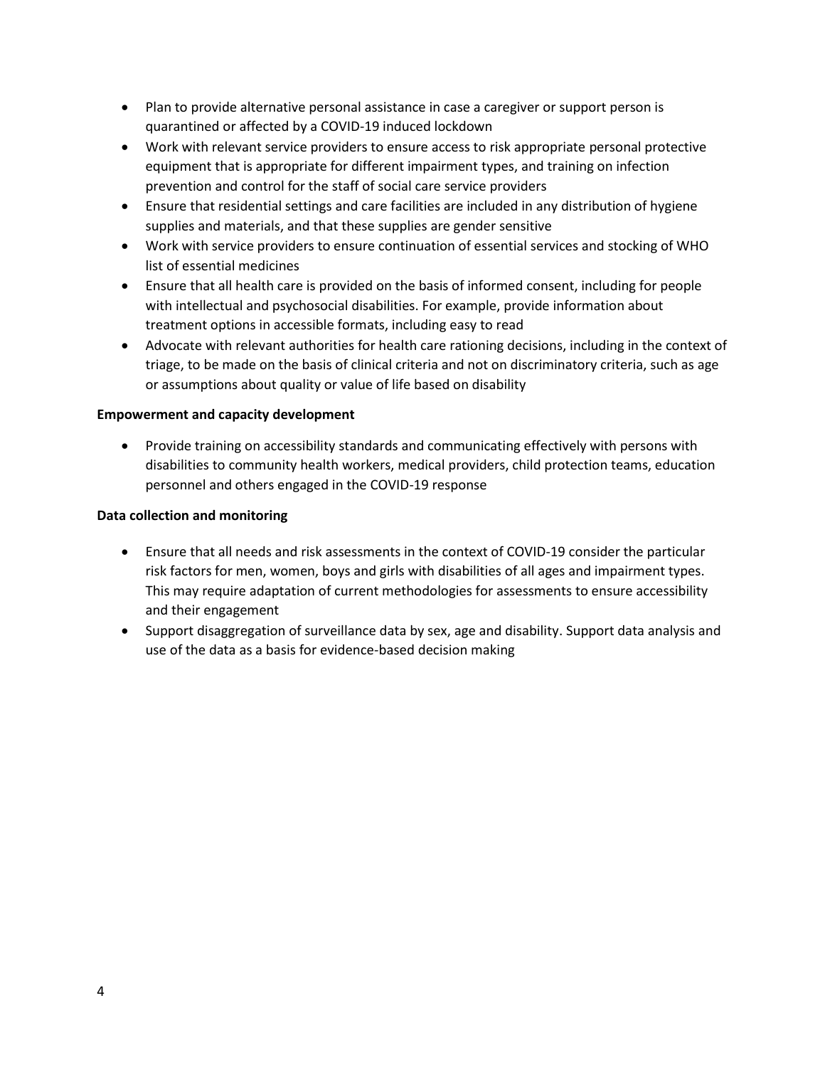- Plan to provide alternative personal assistance in case a caregiver or support person is quarantined or affected by a COVID-19 induced lockdown
- Work with relevant service providers to ensure access to risk appropriate personal protective equipment that is appropriate for different impairment types, and training on infection prevention and control for the staff of social care service providers
- Ensure that residential settings and care facilities are included in any distribution of hygiene supplies and materials, and that these supplies are gender sensitive
- Work with service providers to ensure continuation of essential services and stocking of WHO list of essential medicines
- Ensure that all health care is provided on the basis of informed consent, including for people with intellectual and psychosocial disabilities. For example, provide information about treatment options in accessible formats, including easy to read
- Advocate with relevant authorities for health care rationing decisions, including in the context of triage, to be made on the basis of clinical criteria and not on discriminatory criteria, such as age or assumptions about quality or value of life based on disability

**Empowerment and capacity development**

- Provide training on accessibility standards and communicating effectively with persons with disabilities to community health workers, medical providers, child protection teams, education personnel and others engaged in the COVID-19 response

**Data collection and monitoring**

- Ensure that all needs and risk assessments in the context of COVID-19 consider the particular risk factors for men, women, boys and girls with disabilities of all ages and impairment types. This may require adaptation of current methodologies for assessments to ensure accessibility and their engagement
- Support disaggregation of surveillance data by sex, age and disability. Support data analysis and use of the data as a basis for evidence-based decision making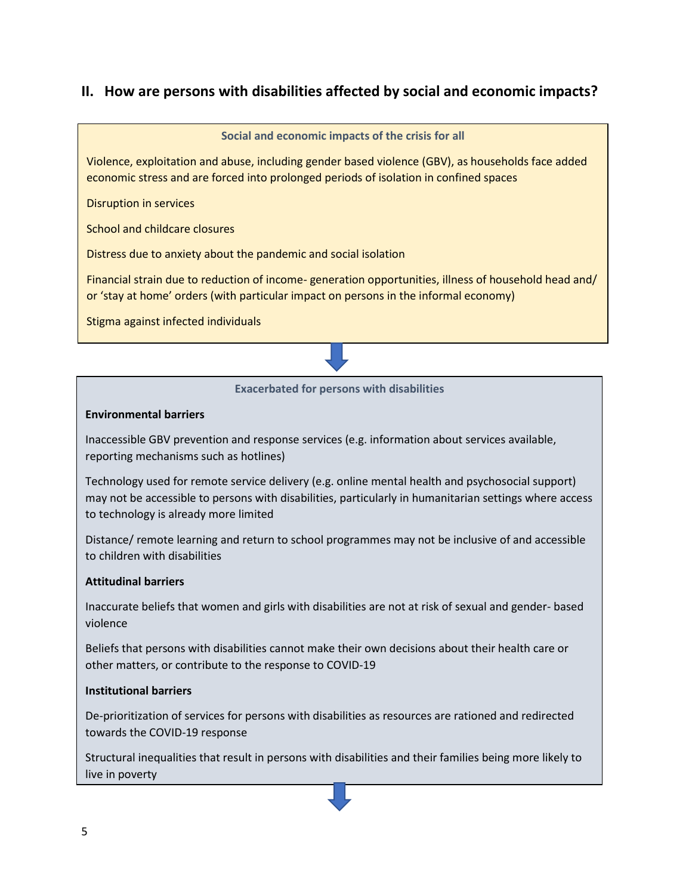## II. How are persons with disabilities affected by social and economic impacts?

**Social and economic impacts of the crisis for all**

Violence, exploitation and abuse, including gender based violence (GBV), as households face added economic stress and are forced into prolonged periods of isolation in confined spaces

Disruption in services

School and childcare closures

Distress due to anxiety about the pandemic and social isolation

Financial strain due to reduction of income- generation opportunities, illness of household head and/ or 'stay at home' orders (with particular impact on persons in the informal economy)

Stigma against infected individuals

**Exacerbated for persons with disabilities**

**Environmental barriers**

Inaccessible GBV prevention and response services (e.g. information about services available, reporting mechanisms such as hotlines)

Technology used for remote service delivery (e.g. online mental health and psychosocial support) may not be accessible to persons with disabilities, particularly in humanitarian settings where access to technology is already more limited

Distance/ remote learning and return to school programmes may not be inclusive of and accessible to children with disabilities

**Attitudinal barriers**

Inaccurate beliefs that women and girls with disabilities are not at risk of sexual and gender- based violence

Beliefs that persons with disabilities cannot make their own decisions about their health care or other matters, or contribute to the response to COVID-19

**Institutional barriers**

De-prioritization of services for persons with disabilities as resources are rationed and redirected towards the COVID-19 response

Structural inequalities that result in persons with disabilities and their families being more likely to live in poverty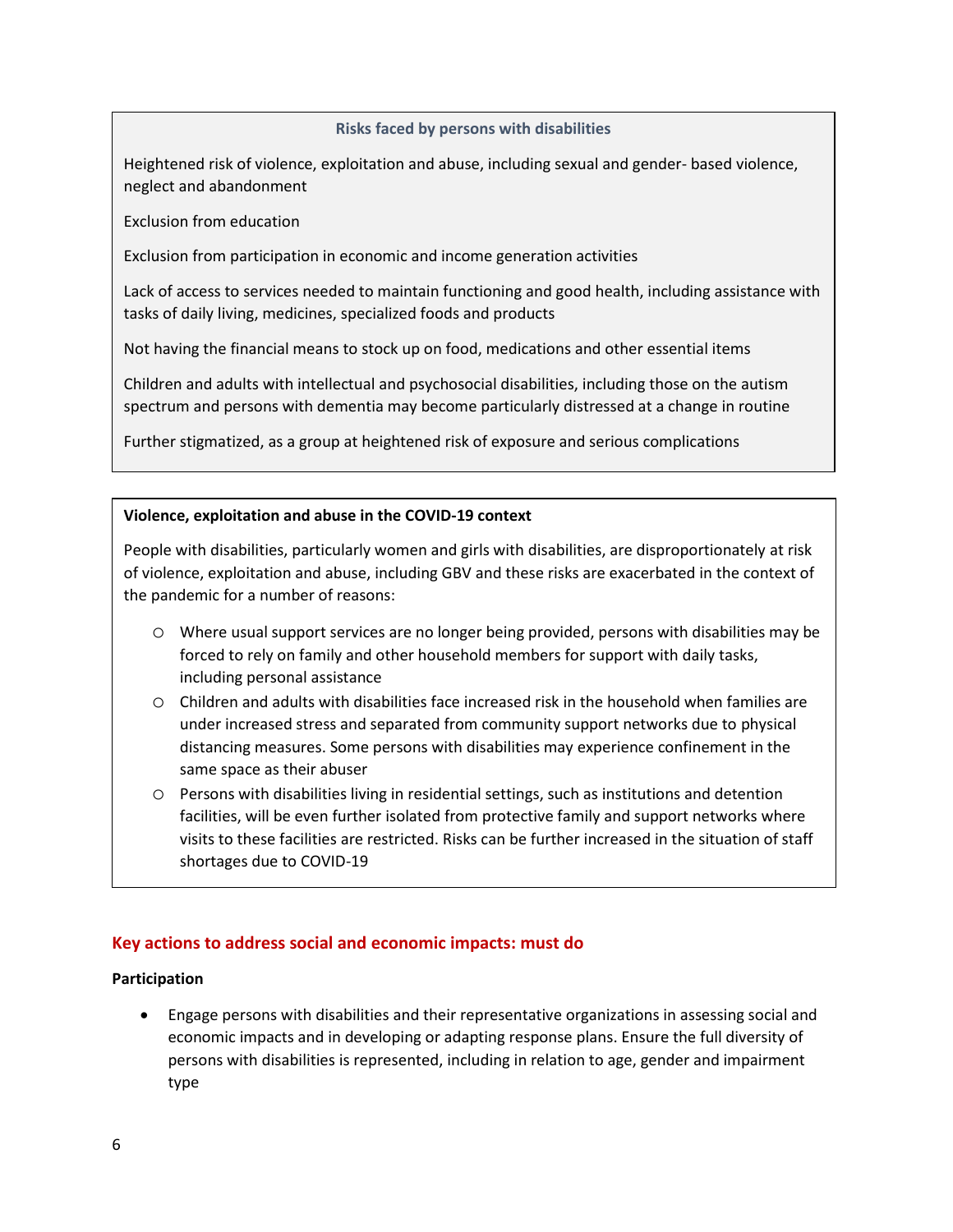**Risks faced by persons with disabilities**

Heightened risk of violence, exploitation and abuse, including sexual and gender- based violence, neglect and abandonment

Exclusion from education

Exclusion from participation in economic and income generation activities

Lack of access to services needed to maintain functioning and good health, including assistance with tasks of daily living, medicines, specialized foods and products

Not having the financial means to stock up on food, medications and other essential items

Children and adults with intellectual and psychosocial disabilities, including those on the autism spectrum and persons with dementia may become particularly distressed at a change in routine

Further stigmatized, as a group at heightened risk of exposure and serious complications

**Violence, exploitation and abuse in the COVID-19 context**

People with disabilities, particularly women and girls with disabilities, are disproportionately at risk of violence, exploitation and abuse, including GBV and these risks are exacerbated in the context of the pandemic for a number of reasons:

- Where usual support services are no longer being provided, persons with disabilities may be forced to rely on family and other household members for support with daily tasks, including personal assistance
- Children and adults with disabilities face increased risk in the household when families are under increased stress and separated from community support networks due to physical distancing measures. Some persons with disabilities may experience confinement in the same space as their abuser
- Persons with disabilities living in residential settings, such as institutions and detention facilities, will be even further isolated from protective family and support networks where visits to these facilities are restricted. Risks can be further increased in the situation of staff shortages due to COVID-19

## Key actions to address social and economic impacts: must do

**Participation**

- Engage persons with disabilities and their representative organizations in assessing social and economic impacts and in developing or adapting response plans. Ensure the full diversity of persons with disabilities is represented, including in relation to age, gender and impairment type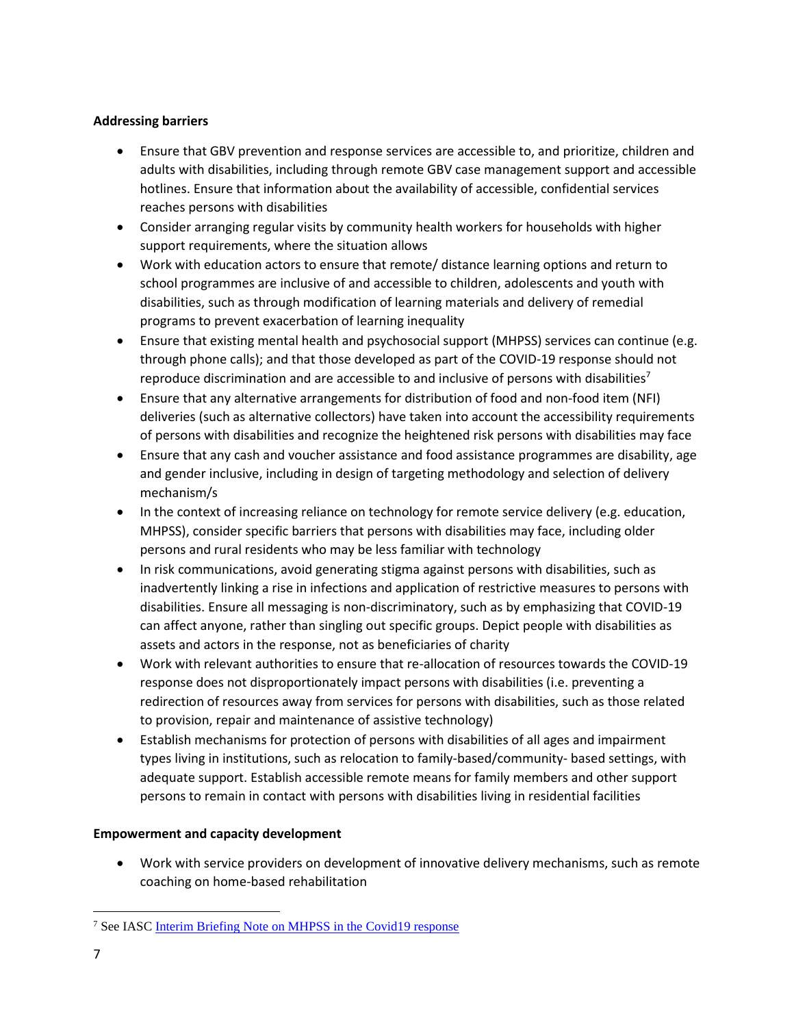**Addressing barriers**

- Ensure that GBV prevention and response services are accessible to, and prioritize, children and adults with disabilities, including through remote GBV case management support and accessible hotlines. Ensure that information about the availability of accessible, confidential services reaches persons with disabilities
- Consider arranging regular visits by community health workers for households with higher support requirements, where the situation allows
- Work with education actors to ensure that remote/ distance learning options and return to school programmes are inclusive of and accessible to children, adolescents and youth with disabilities, such as through modification of learning materials and delivery of remedial programs to prevent exacerbation of learning inequality
- Ensure that existing mental health and psychosocial support (MHPSS) services can continue (e.g. through phone calls); and that those developed as part of the COVID-19 response should not reproduce discrimination and are accessible to and inclusive of persons with disabilities[7]
- Ensure that any alternative arrangements for distribution of food and non-food item (NFI) deliveries (such as alternative collectors) have taken into account the accessibility requirements of persons with disabilities and recognize the heightened risk persons with disabilities may face
- Ensure that any cash and voucher assistance and food assistance programmes are disability, age and gender inclusive, including in design of targeting methodology and selection of delivery mechanism/s
- In the context of increasing reliance on technology for remote service delivery (e.g. education, MHPSS), consider specific barriers that persons with disabilities may face, including older persons and rural residents who may be less familiar with technology
- In risk communications, avoid generating stigma against persons with disabilities, such as inadvertently linking a rise in infections and application of restrictive measures to persons with disabilities. Ensure all messaging is non-discriminatory, such as by emphasizing that COVID-19 can affect anyone, rather than singling out specific groups. Depict people with disabilities as assets and actors in the response, not as beneficiaries of charity
- Work with relevant authorities to ensure that re-allocation of resources towards the COVID-19 response does not disproportionately impact persons with disabilities (i.e. preventing a redirection of resources away from services for persons with disabilities, such as those related to provision, repair and maintenance of assistive technology)
- Establish mechanisms for protection of persons with disabilities of all ages and impairment types living in institutions, such as relocation to family-based/community- based settings, with adequate support. Establish accessible remote means for family members and other support persons to remain in contact with persons with disabilities living in residential facilities

**Empowerment and capacity development**

- Work with service providers on development of innovative delivery mechanisms, such as remote coaching on home-based rehabilitation

[7] See IASC Interim Briefing Note on MHPSS in the Covid19 response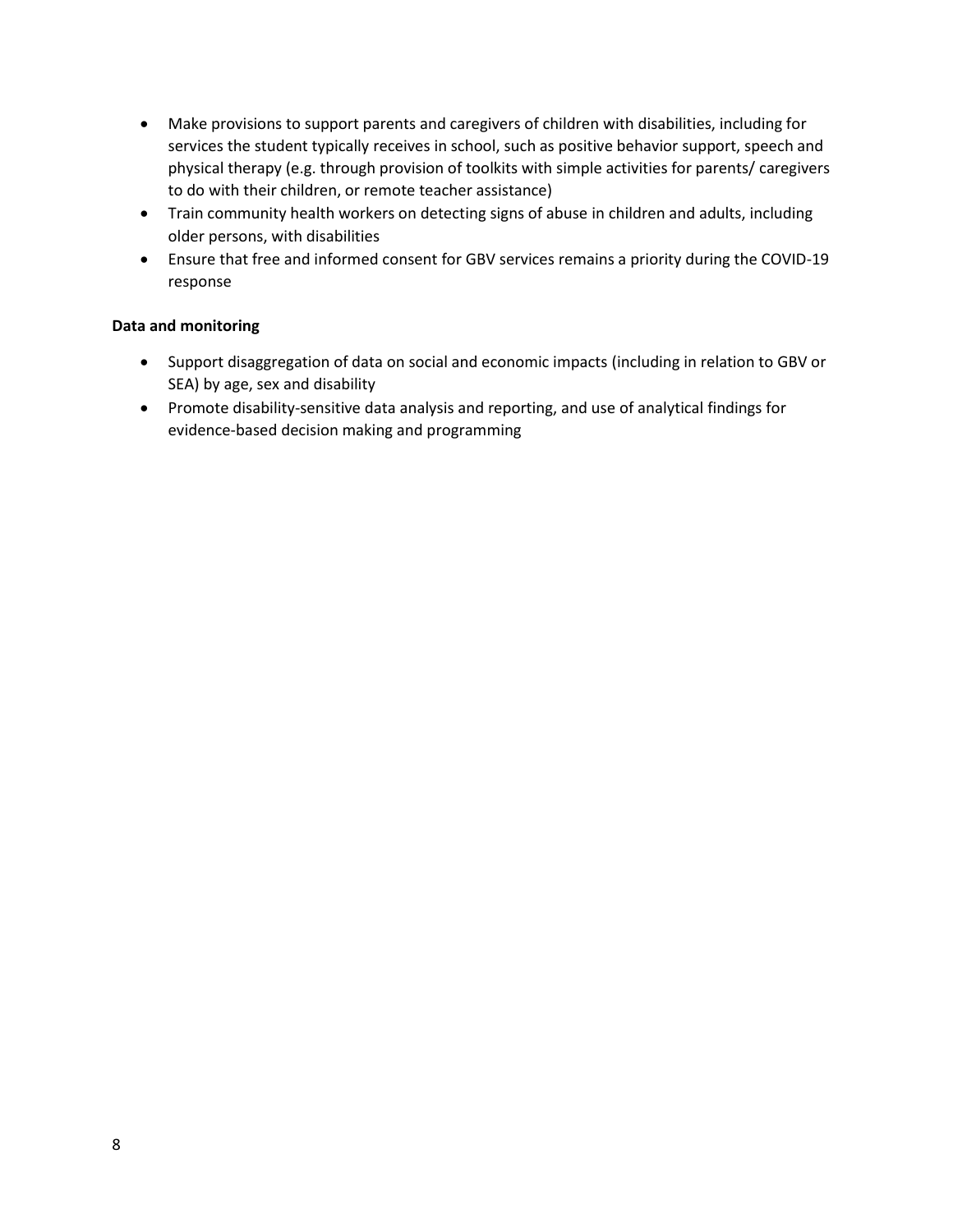- Make provisions to support parents and caregivers of children with disabilities, including for services the student typically receives in school, such as positive behavior support, speech and physical therapy (e.g. through provision of toolkits with simple activities for parents/ caregivers to do with their children, or remote teacher assistance)
- Train community health workers on detecting signs of abuse in children and adults, including older persons, with disabilities
- Ensure that free and informed consent for GBV services remains a priority during the COVID-19 response

**Data and monitoring**

- Support disaggregation of data on social and economic impacts (including in relation to GBV or SEA) by age, sex and disability
- Promote disability-sensitive data analysis and reporting, and use of analytical findings for evidence-based decision making and programming